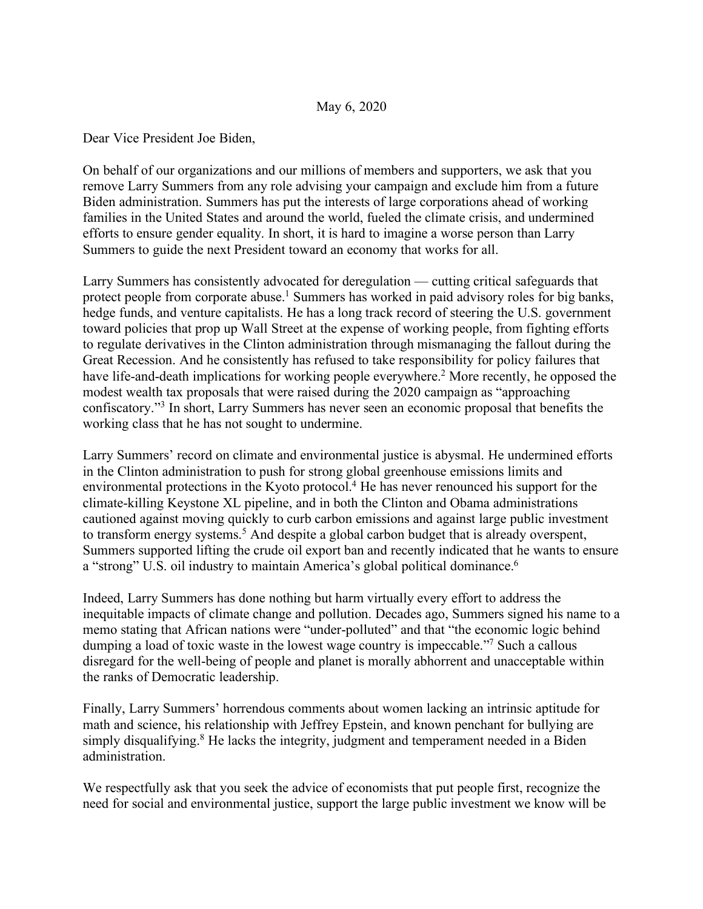May 6, 2020

Dear Vice President Joe Biden,

On behalf of our organizations and our millions of members and supporters, we ask that you remove Larry Summers from any role advising your campaign and exclude him from a future Biden administration. Summers has put the interests of large corporations ahead of working families in the United States and around the world, fueled the climate crisis, and undermined efforts to ensure gender equality. In short, it is hard to imagine a worse person than Larry Summers to guide the next President toward an economy that works for all.

Larry Summers has consistently advocated for deregulation — cutting critical safeguards that protect people from corporate abuse.[1] Summers has worked in paid advisory roles for big banks, hedge funds, and venture capitalists. He has a long track record of steering the U.S. government toward policies that prop up Wall Street at the expense of working people, from fighting efforts to regulate derivatives in the Clinton administration through mismanaging the fallout during the Great Recession. And he consistently has refused to take responsibility for policy failures that have life-and-death implications for working people everywhere.[2] More recently, he opposed the modest wealth tax proposals that were raised during the 2020 campaign as "approaching confiscatory."[3] In short, Larry Summers has never seen an economic proposal that benefits the working class that he has not sought to undermine.

Larry Summers' record on climate and environmental justice is abysmal. He undermined efforts in the Clinton administration to push for strong global greenhouse emissions limits and environmental protections in the Kyoto protocol.[4] He has never renounced his support for the climate-killing Keystone XL pipeline, and in both the Clinton and Obama administrations cautioned against moving quickly to curb carbon emissions and against large public investment to transform energy systems.[5] And despite a global carbon budget that is already overspent, Summers supported lifting the crude oil export ban and recently indicated that he wants to ensure a "strong" U.S. oil industry to maintain America's global political dominance.[6]

Indeed, Larry Summers has done nothing but harm virtually every effort to address the inequitable impacts of climate change and pollution. Decades ago, Summers signed his name to a memo stating that African nations were "under-polluted" and that "the economic logic behind dumping a load of toxic waste in the lowest wage country is impeccable."[7] Such a callous disregard for the well-being of people and planet is morally abhorrent and unacceptable within the ranks of Democratic leadership.

Finally, Larry Summers' horrendous comments about women lacking an intrinsic aptitude for math and science, his relationship with Jeffrey Epstein, and known penchant for bullying are simply disqualifying.[8] He lacks the integrity, judgment and temperament needed in a Biden administration.

We respectfully ask that you seek the advice of economists that put people first, recognize the need for social and environmental justice, support the large public investment we know will be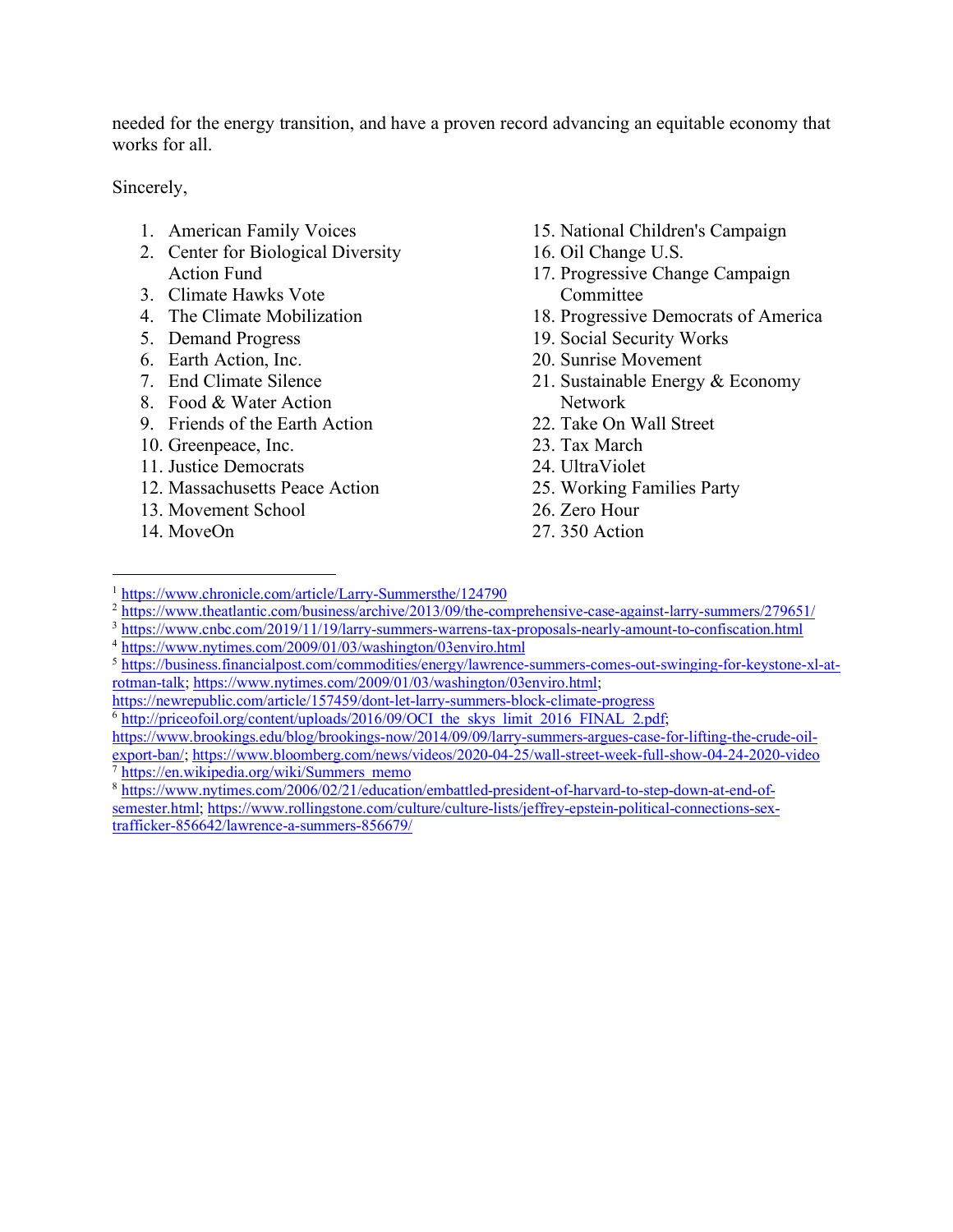needed for the energy transition, and have a proven record advancing an equitable economy that works for all.

Sincerely,

1. American Family Voices
2. Center for Biological Diversity Action Fund
3. Climate Hawks Vote
4. The Climate Mobilization
5. Demand Progress
6. Earth Action, Inc.
7. End Climate Silence
8. Food & Water Action
9. Friends of the Earth Action
10. Greenpeace, Inc.
11. Justice Democrats
12. Massachusetts Peace Action
13. Movement School
14. MoveOn
15. National Children's Campaign
16. Oil Change U.S.
17. Progressive Change Campaign Committee
18. Progressive Democrats of America
19. Social Security Works
20. Sunrise Movement
21. Sustainable Energy & Economy Network
22. Take On Wall Street
23. Tax March
24. UltraViolet
25. Working Families Party
26. Zero Hour
27. 350 Action

---

[1] https://www.chronicle.com/article/Larry-Summersthe/124790

[2] https://www.theatlantic.com/business/archive/2013/09/the-comprehensive-case-against-larry-summers/279651/

[3] https://www.cnbc.com/2019/11/19/larry-summers-warrens-tax-proposals-nearly-amount-to-confiscation.html

[4] https://www.nytimes.com/2009/01/03/washington/03enviro.html

[5] https://business.financialpost.com/commodities/energy/lawrence-summers-comes-out-swinging-for-keystone-xl-at-rotman-talk; https://www.nytimes.com/2009/01/03/washington/03enviro.html; https://newrepublic.com/article/157459/dont-let-larry-summers-block-climate-progress

[6] http://priceofoil.org/content/uploads/2016/09/OCI_the_skys_limit_2016_FINAL_2.pdf; https://www.brookings.edu/blog/brookings-now/2014/09/09/larry-summers-argues-case-for-lifting-the-crude-oil-export-ban/; https://www.bloomberg.com/news/videos/2020-04-25/wall-street-week-full-show-04-24-2020-video

[7] https://en.wikipedia.org/wiki/Summers_memo

[8] https://www.nytimes.com/2006/02/21/education/embattled-president-of-harvard-to-step-down-at-end-of-semester.html; https://www.rollingstone.com/culture/culture-lists/jeffrey-epstein-political-connections-sex-trafficker-856642/lawrence-a-summers-856679/